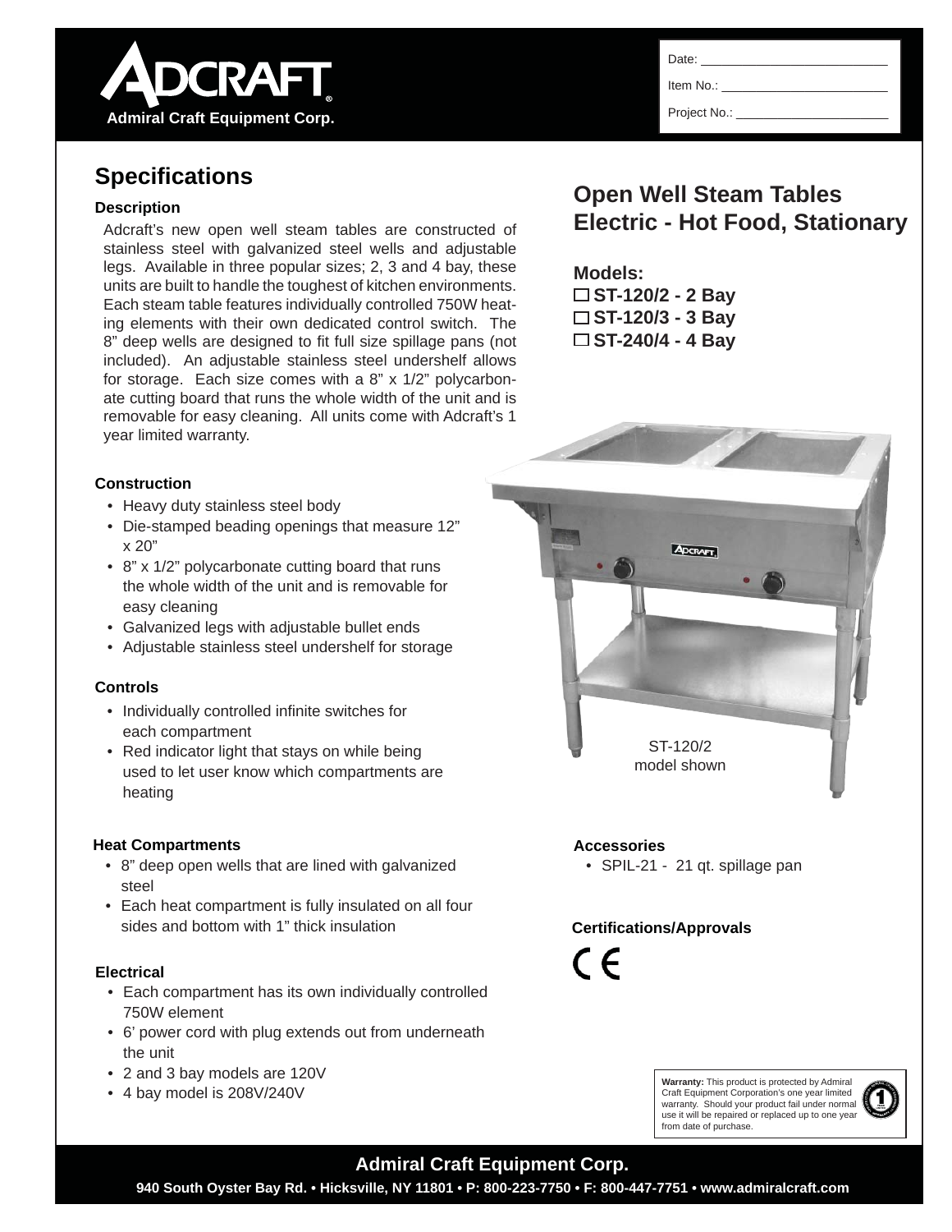# Adcraft

**Admiral Craft Equipment Corp.**

Date: ______________________

Item No.: ______________________

Project No.: ______________________

## Specifications

### Description

Adcraft's new open well steam tables are constructed of stainless steel with galvanized steel wells and adjustable legs. Available in three popular sizes; 2, 3 and 4 bay, these units are built to handle the toughest of kitchen environments. Each steam table features individually controlled 750W heating elements with their own dedicated control switch. The 8" deep wells are designed to fit full size spillage pans (not included). An adjustable stainless steel undershelf allows for storage. Each size comes with a 8" x 1/2" polycarbonate cutting board that runs the whole width of the unit and is removable for easy cleaning. All units come with Adcraft's 1 year limited warranty.

## Open Well Steam Tables Electric - Hot Food, Stationary

**Models:**

- ☐ **ST-120/2 - 2 Bay**
- ☐ **ST-120/3 - 3 Bay**
- ☐ **ST-240/4 - 4 Bay**

### Construction

- Heavy duty stainless steel body
- Die-stamped beading openings that measure 12" x 20"
- 8" x 1/2" polycarbonate cutting board that runs the whole width of the unit and is removable for easy cleaning
- Galvanized legs with adjustable bullet ends
- Adjustable stainless steel undershelf for storage

### Controls

- Individually controlled infinite switches for each compartment
- Red indicator light that stays on while being used to let user know which compartments are heating

ST-120/2 model shown

### Heat Compartments

- 8" deep open wells that are lined with galvanized steel
- Each heat compartment is fully insulated on all four sides and bottom with 1" thick insulation

### Electrical

- Each compartment has its own individually controlled 750W element
- 6' power cord with plug extends out from underneath the unit
- 2 and 3 bay models are 120V
- 4 bay model is 208V/240V

### Accessories

- SPIL-21 - 21 qt. spillage pan

### Certifications/Approvals

CE

**Warranty:** This product is protected by Admiral Craft Equipment Corporation's one year limited warranty. Should your product fail under normal use it will be repaired or replaced up to one year from date of purchase.

**Admiral Craft Equipment Corp.**

940 South Oyster Bay Rd. • Hicksville, NY 11801 • P: 800-223-7750 • F: 800-447-7751 • www.admiralcraft.com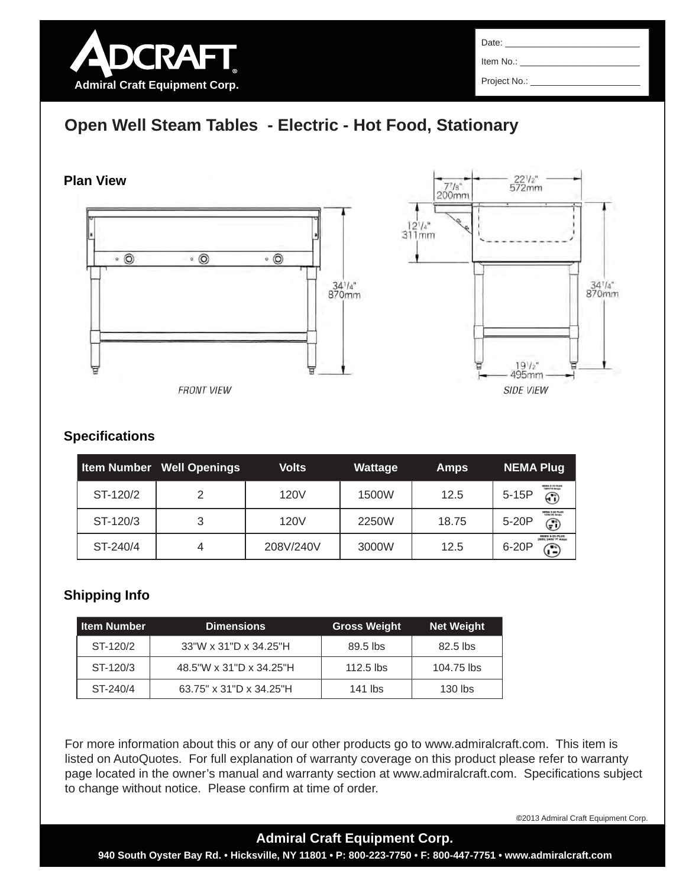# ADCRAFT®

Admiral Craft Equipment Corp.

Date: ___________________________

Item No.: _________________________

Project No.: _______________________

## Open Well Steam Tables - Electric - Hot Food, Stationary

### Plan View

FRONT VIEW

34 1/4"
870mm

SIDE VIEW

7 7/8"
200mm

22 1/2"
572mm

12 1/4"
311mm

34 1/4"
870mm

19 1/2"
495mm

### Specifications

| Item Number | Well Openings | Volts | Wattage | Amps | NEMA Plug |
|---|---|---|---|---|---|
| ST-120/2 | 2 | 120V | 1500W | 12.5 | 5-15P |
| ST-120/3 | 3 | 120V | 2250W | 18.75 | 5-20P |
| ST-240/4 | 4 | 208V/240V | 3000W | 12.5 | 6-20P |

### Shipping Info

| Item Number | Dimensions | Gross Weight | Net Weight |
|---|---|---|---|
| ST-120/2 | 33"W x 31"D x 34.25"H | 89.5 lbs | 82.5 lbs |
| ST-120/3 | 48.5"W x 31"D x 34.25"H | 112.5 lbs | 104.75 lbs |
| ST-240/4 | 63.75" x 31"D x 34.25"H | 141 lbs | 130 lbs |

For more information about this or any of our other products go to www.admiralcraft.com. This item is listed on AutoQuotes. For full explanation of warranty coverage on this product please refer to warranty page located in the owner's manual and warranty section at www.admiralcraft.com. Specifications subject to change without notice. Please confirm at time of order.

©2013 Admiral Craft Equipment Corp.

**Admiral Craft Equipment Corp.**

940 South Oyster Bay Rd. • Hicksville, NY 11801 • P: 800-223-7750 • F: 800-447-7751 • www.admiralcraft.com